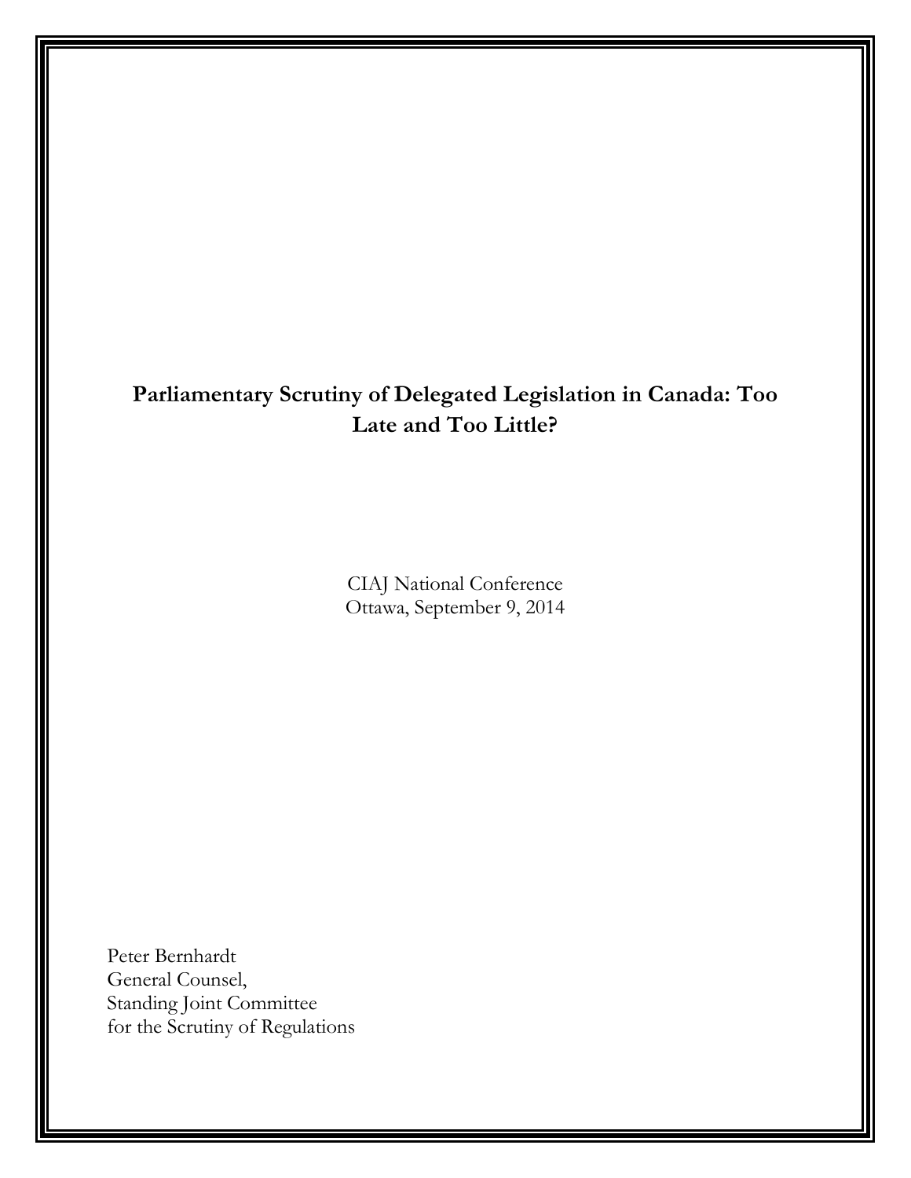# Parliamentary Scrutiny of Delegated Legislation in Canada: Too Late and Too Little?

CIAJ National Conference
Ottawa, September 9, 2014

Peter Bernhardt
General Counsel,
Standing Joint Committee
for the Scrutiny of Regulations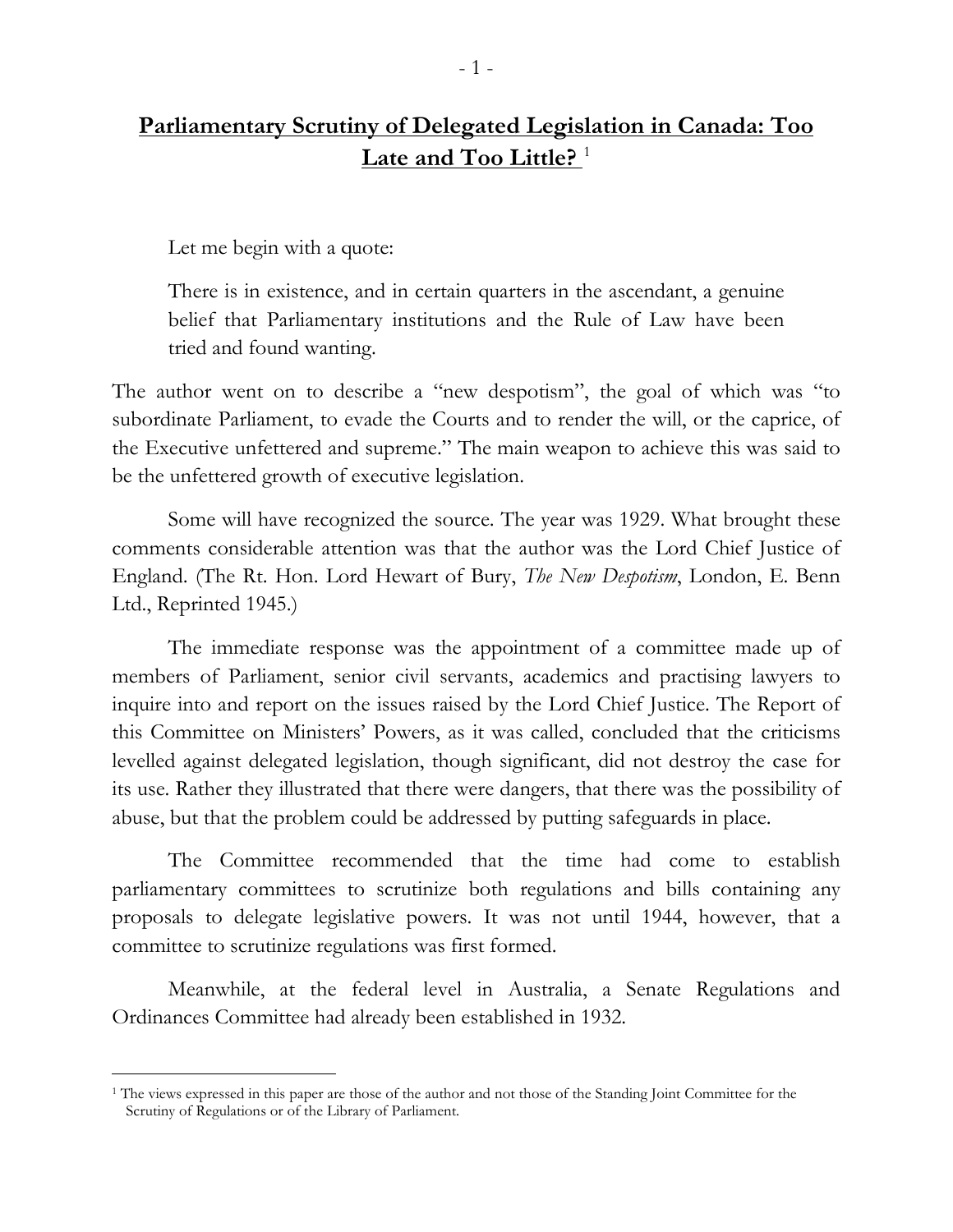# **Parliamentary Scrutiny of Delegated Legislation in Canada: Too Late and Too Little?** [1]

Let me begin with a quote:

> There is in existence, and in certain quarters in the ascendant, a genuine belief that Parliamentary institutions and the Rule of Law have been tried and found wanting.

The author went on to describe a "new despotism", the goal of which was "to subordinate Parliament, to evade the Courts and to render the will, or the caprice, of the Executive unfettered and supreme." The main weapon to achieve this was said to be the unfettered growth of executive legislation.

Some will have recognized the source. The year was 1929. What brought these comments considerable attention was that the author was the Lord Chief Justice of England. (The Rt. Hon. Lord Hewart of Bury, *The New Despotism*, London, E. Benn Ltd., Reprinted 1945.)

The immediate response was the appointment of a committee made up of members of Parliament, senior civil servants, academics and practising lawyers to inquire into and report on the issues raised by the Lord Chief Justice. The Report of this Committee on Ministers' Powers, as it was called, concluded that the criticisms levelled against delegated legislation, though significant, did not destroy the case for its use. Rather they illustrated that there were dangers, that there was the possibility of abuse, but that the problem could be addressed by putting safeguards in place.

The Committee recommended that the time had come to establish parliamentary committees to scrutinize both regulations and bills containing any proposals to delegate legislative powers. It was not until 1944, however, that a committee to scrutinize regulations was first formed.

Meanwhile, at the federal level in Australia, a Senate Regulations and Ordinances Committee had already been established in 1932.

---

[1] The views expressed in this paper are those of the author and not those of the Standing Joint Committee for the Scrutiny of Regulations or of the Library of Parliament.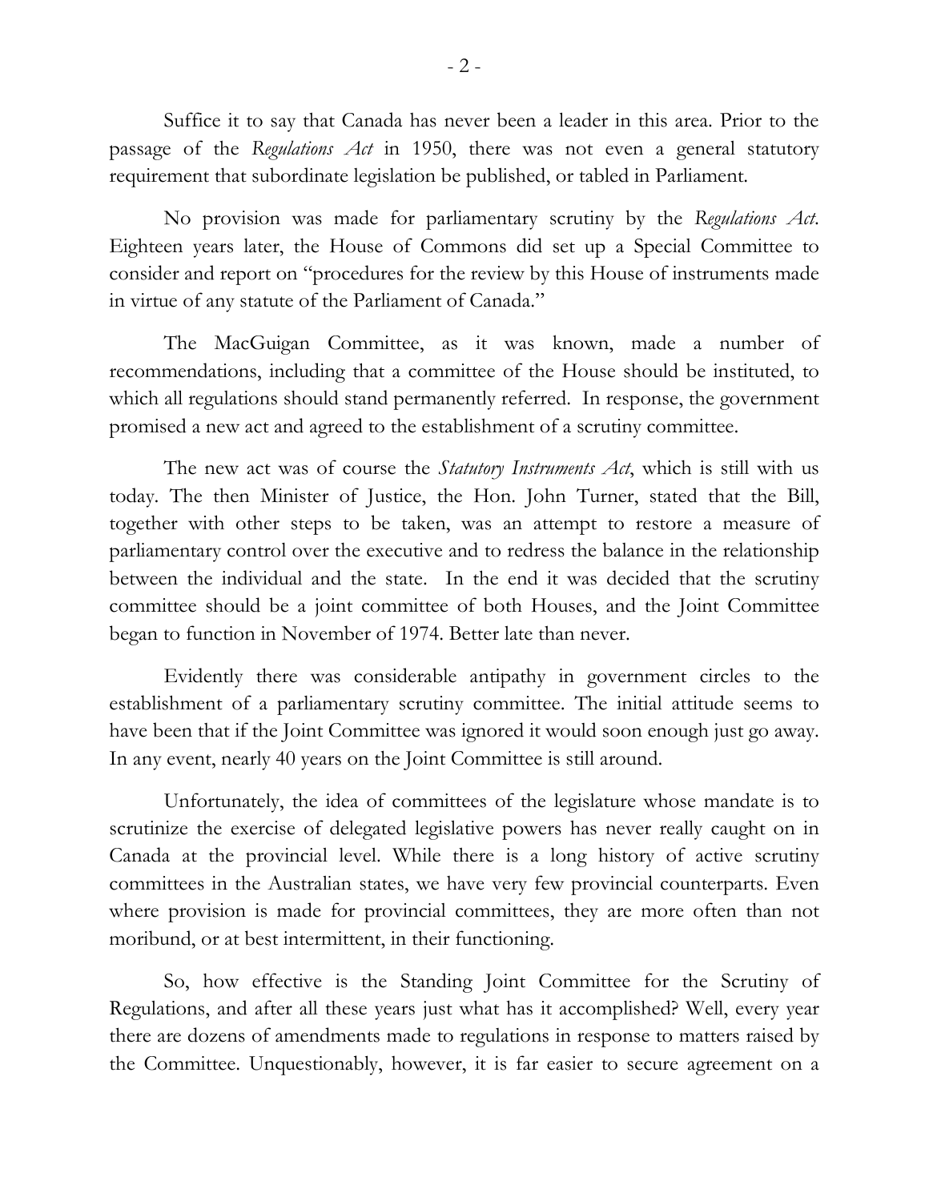Suffice it to say that Canada has never been a leader in this area. Prior to the passage of the *Regulations Act* in 1950, there was not even a general statutory requirement that subordinate legislation be published, or tabled in Parliament.

No provision was made for parliamentary scrutiny by the *Regulations Act*. Eighteen years later, the House of Commons did set up a Special Committee to consider and report on "procedures for the review by this House of instruments made in virtue of any statute of the Parliament of Canada."

The MacGuigan Committee, as it was known, made a number of recommendations, including that a committee of the House should be instituted, to which all regulations should stand permanently referred. In response, the government promised a new act and agreed to the establishment of a scrutiny committee.

The new act was of course the *Statutory Instruments Act*, which is still with us today. The then Minister of Justice, the Hon. John Turner, stated that the Bill, together with other steps to be taken, was an attempt to restore a measure of parliamentary control over the executive and to redress the balance in the relationship between the individual and the state. In the end it was decided that the scrutiny committee should be a joint committee of both Houses, and the Joint Committee began to function in November of 1974. Better late than never.

Evidently there was considerable antipathy in government circles to the establishment of a parliamentary scrutiny committee. The initial attitude seems to have been that if the Joint Committee was ignored it would soon enough just go away. In any event, nearly 40 years on the Joint Committee is still around.

Unfortunately, the idea of committees of the legislature whose mandate is to scrutinize the exercise of delegated legislative powers has never really caught on in Canada at the provincial level. While there is a long history of active scrutiny committees in the Australian states, we have very few provincial counterparts. Even where provision is made for provincial committees, they are more often than not moribund, or at best intermittent, in their functioning.

So, how effective is the Standing Joint Committee for the Scrutiny of Regulations, and after all these years just what has it accomplished? Well, every year there are dozens of amendments made to regulations in response to matters raised by the Committee. Unquestionably, however, it is far easier to secure agreement on a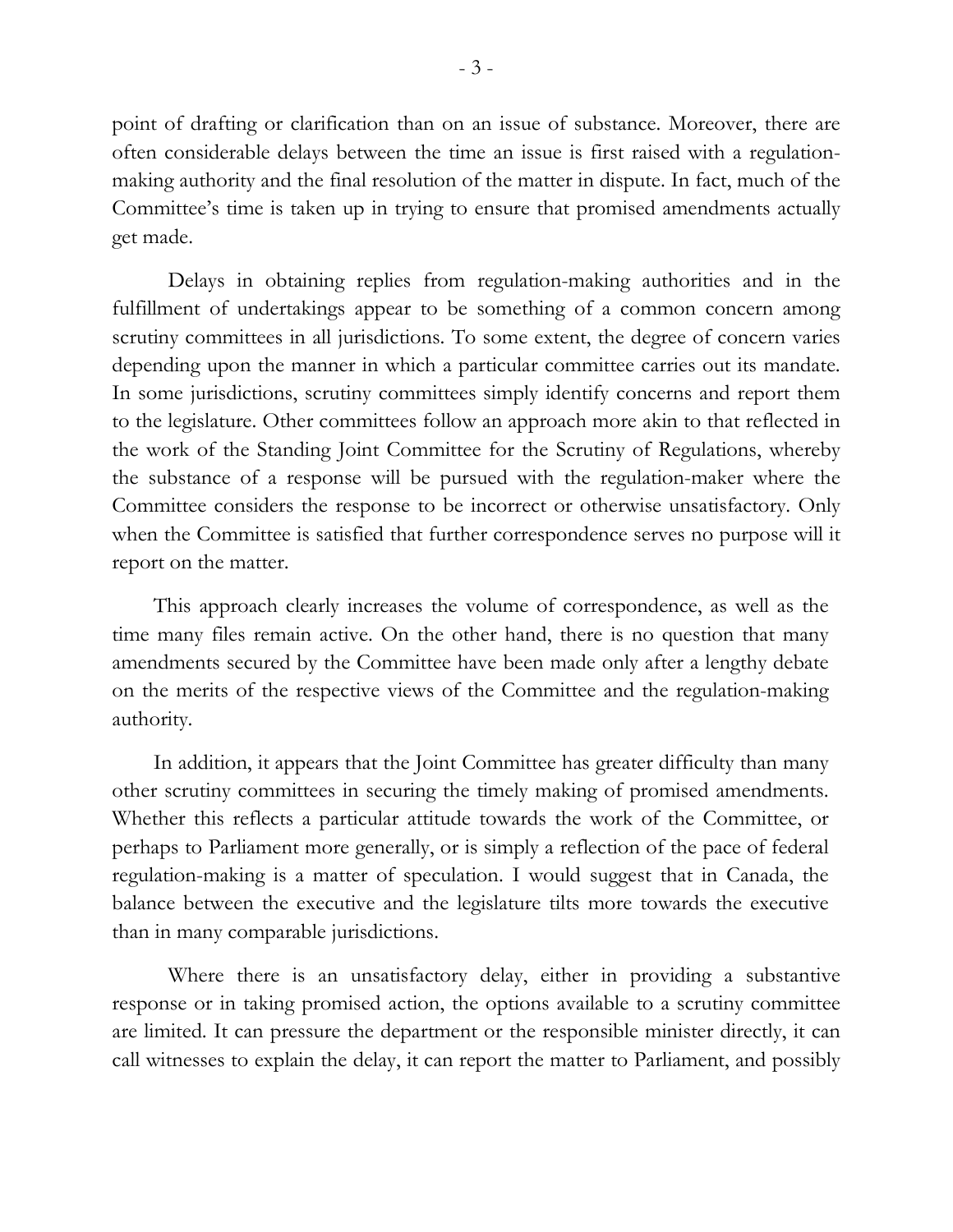point of drafting or clarification than on an issue of substance. Moreover, there are often considerable delays between the time an issue is first raised with a regulation-making authority and the final resolution of the matter in dispute. In fact, much of the Committee's time is taken up in trying to ensure that promised amendments actually get made.

Delays in obtaining replies from regulation-making authorities and in the fulfillment of undertakings appear to be something of a common concern among scrutiny committees in all jurisdictions. To some extent, the degree of concern varies depending upon the manner in which a particular committee carries out its mandate. In some jurisdictions, scrutiny committees simply identify concerns and report them to the legislature. Other committees follow an approach more akin to that reflected in the work of the Standing Joint Committee for the Scrutiny of Regulations, whereby the substance of a response will be pursued with the regulation-maker where the Committee considers the response to be incorrect or otherwise unsatisfactory. Only when the Committee is satisfied that further correspondence serves no purpose will it report on the matter.

This approach clearly increases the volume of correspondence, as well as the time many files remain active. On the other hand, there is no question that many amendments secured by the Committee have been made only after a lengthy debate on the merits of the respective views of the Committee and the regulation-making authority.

In addition, it appears that the Joint Committee has greater difficulty than many other scrutiny committees in securing the timely making of promised amendments. Whether this reflects a particular attitude towards the work of the Committee, or perhaps to Parliament more generally, or is simply a reflection of the pace of federal regulation-making is a matter of speculation. I would suggest that in Canada, the balance between the executive and the legislature tilts more towards the executive than in many comparable jurisdictions.

Where there is an unsatisfactory delay, either in providing a substantive response or in taking promised action, the options available to a scrutiny committee are limited. It can pressure the department or the responsible minister directly, it can call witnesses to explain the delay, it can report the matter to Parliament, and possibly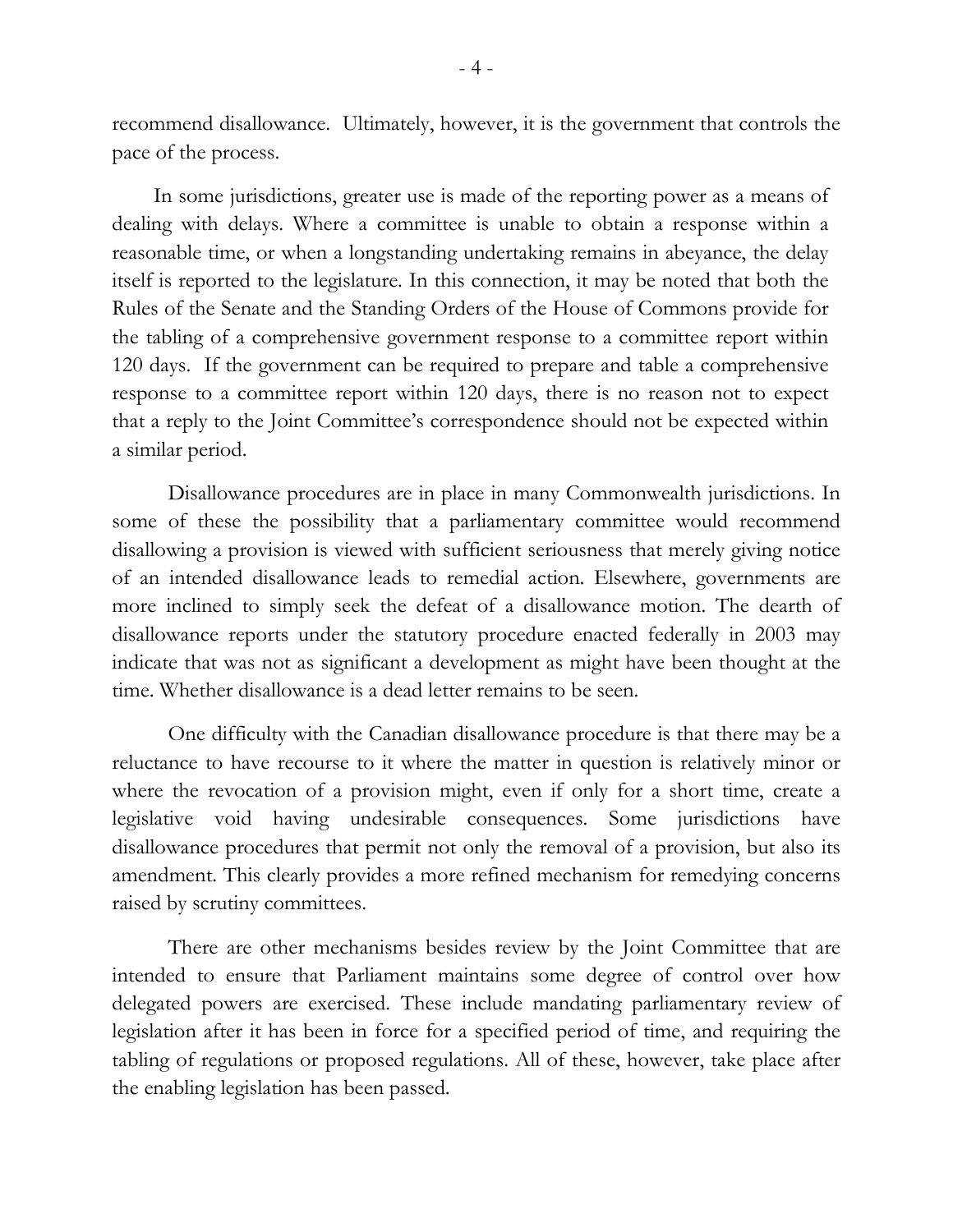recommend disallowance. Ultimately, however, it is the government that controls the pace of the process.

In some jurisdictions, greater use is made of the reporting power as a means of dealing with delays. Where a committee is unable to obtain a response within a reasonable time, or when a longstanding undertaking remains in abeyance, the delay itself is reported to the legislature. In this connection, it may be noted that both the Rules of the Senate and the Standing Orders of the House of Commons provide for the tabling of a comprehensive government response to a committee report within 120 days. If the government can be required to prepare and table a comprehensive response to a committee report within 120 days, there is no reason not to expect that a reply to the Joint Committee's correspondence should not be expected within a similar period.

Disallowance procedures are in place in many Commonwealth jurisdictions. In some of these the possibility that a parliamentary committee would recommend disallowing a provision is viewed with sufficient seriousness that merely giving notice of an intended disallowance leads to remedial action. Elsewhere, governments are more inclined to simply seek the defeat of a disallowance motion. The dearth of disallowance reports under the statutory procedure enacted federally in 2003 may indicate that was not as significant a development as might have been thought at the time. Whether disallowance is a dead letter remains to be seen.

One difficulty with the Canadian disallowance procedure is that there may be a reluctance to have recourse to it where the matter in question is relatively minor or where the revocation of a provision might, even if only for a short time, create a legislative void having undesirable consequences. Some jurisdictions have disallowance procedures that permit not only the removal of a provision, but also its amendment. This clearly provides a more refined mechanism for remedying concerns raised by scrutiny committees.

There are other mechanisms besides review by the Joint Committee that are intended to ensure that Parliament maintains some degree of control over how delegated powers are exercised. These include mandating parliamentary review of legislation after it has been in force for a specified period of time, and requiring the tabling of regulations or proposed regulations. All of these, however, take place after the enabling legislation has been passed.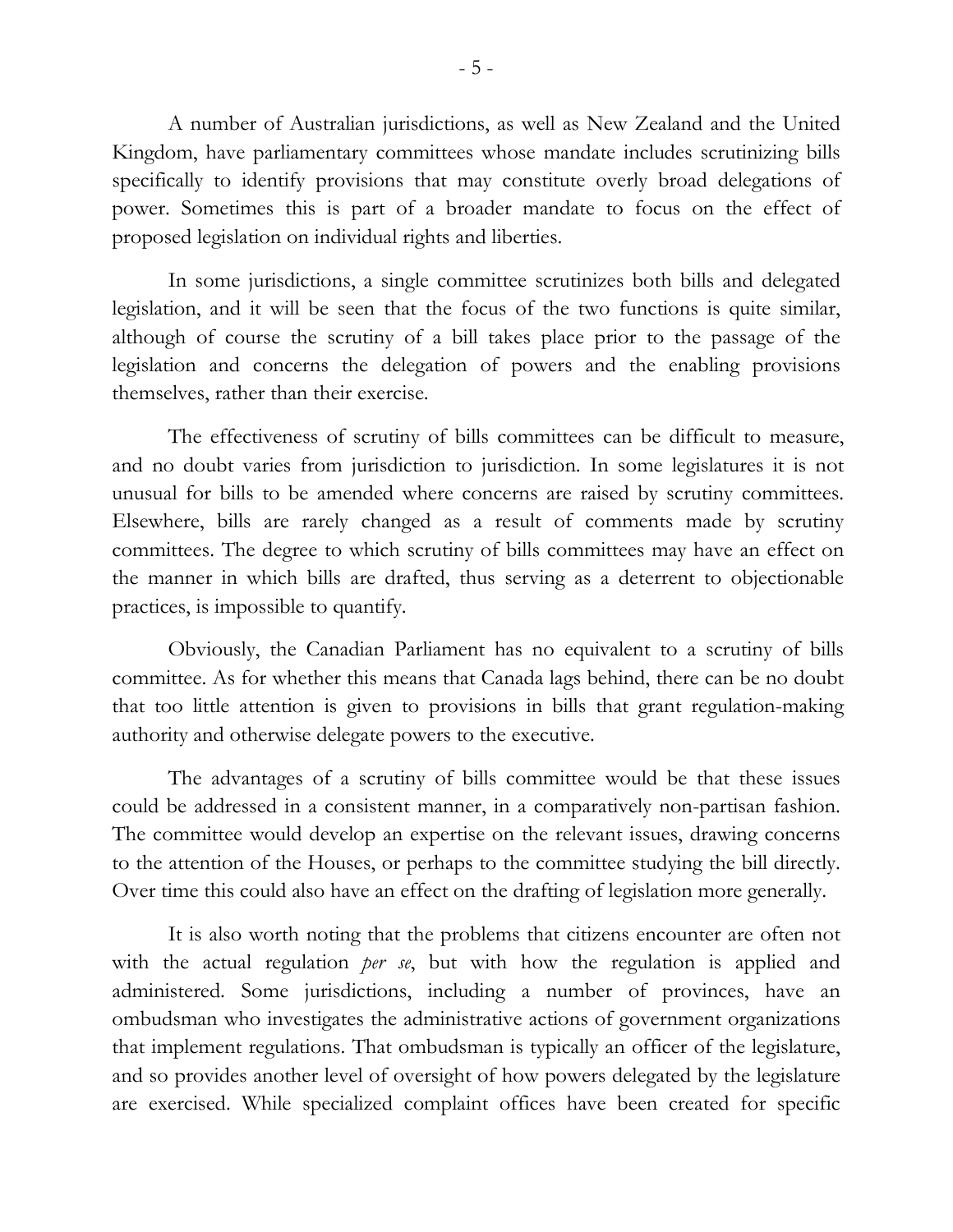A number of Australian jurisdictions, as well as New Zealand and the United Kingdom, have parliamentary committees whose mandate includes scrutinizing bills specifically to identify provisions that may constitute overly broad delegations of power. Sometimes this is part of a broader mandate to focus on the effect of proposed legislation on individual rights and liberties.

In some jurisdictions, a single committee scrutinizes both bills and delegated legislation, and it will be seen that the focus of the two functions is quite similar, although of course the scrutiny of a bill takes place prior to the passage of the legislation and concerns the delegation of powers and the enabling provisions themselves, rather than their exercise.

The effectiveness of scrutiny of bills committees can be difficult to measure, and no doubt varies from jurisdiction to jurisdiction. In some legislatures it is not unusual for bills to be amended where concerns are raised by scrutiny committees. Elsewhere, bills are rarely changed as a result of comments made by scrutiny committees. The degree to which scrutiny of bills committees may have an effect on the manner in which bills are drafted, thus serving as a deterrent to objectionable practices, is impossible to quantify.

Obviously, the Canadian Parliament has no equivalent to a scrutiny of bills committee. As for whether this means that Canada lags behind, there can be no doubt that too little attention is given to provisions in bills that grant regulation-making authority and otherwise delegate powers to the executive.

The advantages of a scrutiny of bills committee would be that these issues could be addressed in a consistent manner, in a comparatively non-partisan fashion. The committee would develop an expertise on the relevant issues, drawing concerns to the attention of the Houses, or perhaps to the committee studying the bill directly. Over time this could also have an effect on the drafting of legislation more generally.

It is also worth noting that the problems that citizens encounter are often not with the actual regulation *per se*, but with how the regulation is applied and administered. Some jurisdictions, including a number of provinces, have an ombudsman who investigates the administrative actions of government organizations that implement regulations. That ombudsman is typically an officer of the legislature, and so provides another level of oversight of how powers delegated by the legislature are exercised. While specialized complaint offices have been created for specific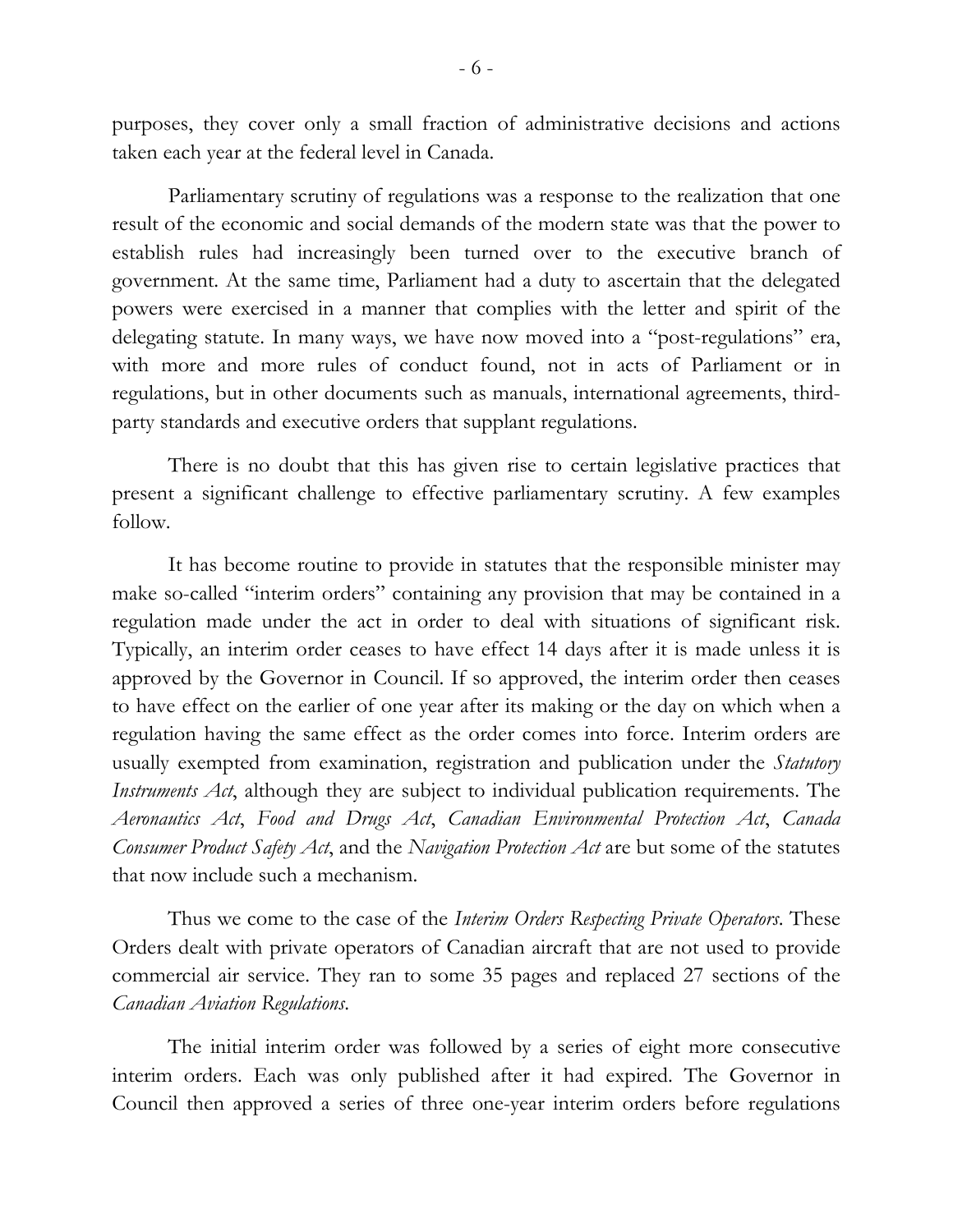purposes, they cover only a small fraction of administrative decisions and actions taken each year at the federal level in Canada.

Parliamentary scrutiny of regulations was a response to the realization that one result of the economic and social demands of the modern state was that the power to establish rules had increasingly been turned over to the executive branch of government. At the same time, Parliament had a duty to ascertain that the delegated powers were exercised in a manner that complies with the letter and spirit of the delegating statute. In many ways, we have now moved into a "post-regulations" era, with more and more rules of conduct found, not in acts of Parliament or in regulations, but in other documents such as manuals, international agreements, third-party standards and executive orders that supplant regulations.

There is no doubt that this has given rise to certain legislative practices that present a significant challenge to effective parliamentary scrutiny. A few examples follow.

It has become routine to provide in statutes that the responsible minister may make so-called "interim orders" containing any provision that may be contained in a regulation made under the act in order to deal with situations of significant risk. Typically, an interim order ceases to have effect 14 days after it is made unless it is approved by the Governor in Council. If so approved, the interim order then ceases to have effect on the earlier of one year after its making or the day on which when a regulation having the same effect as the order comes into force. Interim orders are usually exempted from examination, registration and publication under the *Statutory Instruments Act*, although they are subject to individual publication requirements. The *Aeronautics Act*, *Food and Drugs Act*, *Canadian Environmental Protection Act*, *Canada Consumer Product Safety Act*, and the *Navigation Protection Act* are but some of the statutes that now include such a mechanism.

Thus we come to the case of the *Interim Orders Respecting Private Operators*. These Orders dealt with private operators of Canadian aircraft that are not used to provide commercial air service. They ran to some 35 pages and replaced 27 sections of the *Canadian Aviation Regulations*.

The initial interim order was followed by a series of eight more consecutive interim orders. Each was only published after it had expired. The Governor in Council then approved a series of three one-year interim orders before regulations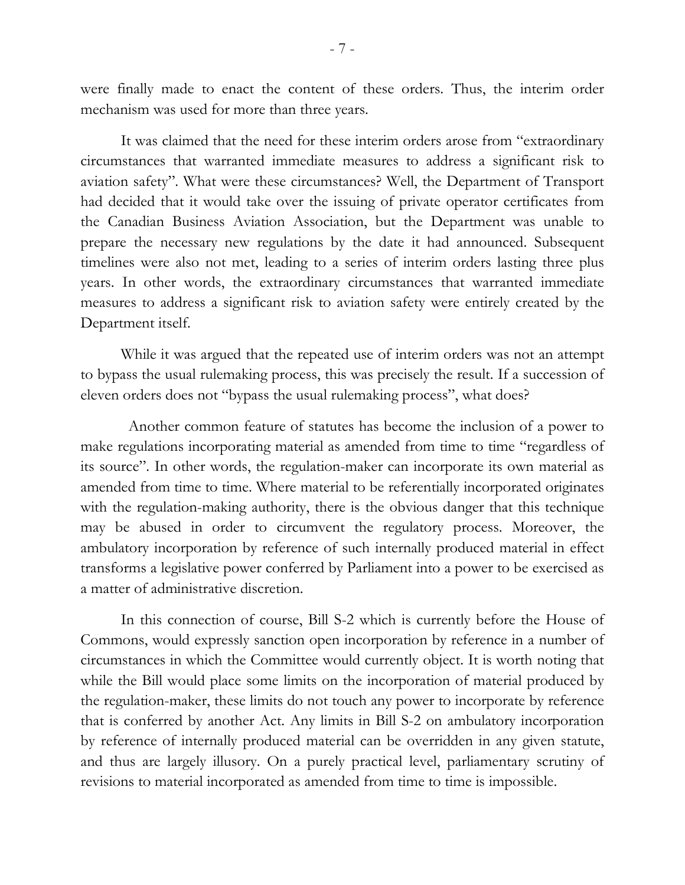were finally made to enact the content of these orders. Thus, the interim order mechanism was used for more than three years.

It was claimed that the need for these interim orders arose from "extraordinary circumstances that warranted immediate measures to address a significant risk to aviation safety". What were these circumstances? Well, the Department of Transport had decided that it would take over the issuing of private operator certificates from the Canadian Business Aviation Association, but the Department was unable to prepare the necessary new regulations by the date it had announced. Subsequent timelines were also not met, leading to a series of interim orders lasting three plus years. In other words, the extraordinary circumstances that warranted immediate measures to address a significant risk to aviation safety were entirely created by the Department itself.

While it was argued that the repeated use of interim orders was not an attempt to bypass the usual rulemaking process, this was precisely the result. If a succession of eleven orders does not "bypass the usual rulemaking process", what does?

Another common feature of statutes has become the inclusion of a power to make regulations incorporating material as amended from time to time "regardless of its source". In other words, the regulation-maker can incorporate its own material as amended from time to time. Where material to be referentially incorporated originates with the regulation-making authority, there is the obvious danger that this technique may be abused in order to circumvent the regulatory process. Moreover, the ambulatory incorporation by reference of such internally produced material in effect transforms a legislative power conferred by Parliament into a power to be exercised as a matter of administrative discretion.

In this connection of course, Bill S-2 which is currently before the House of Commons, would expressly sanction open incorporation by reference in a number of circumstances in which the Committee would currently object. It is worth noting that while the Bill would place some limits on the incorporation of material produced by the regulation-maker, these limits do not touch any power to incorporate by reference that is conferred by another Act. Any limits in Bill S-2 on ambulatory incorporation by reference of internally produced material can be overridden in any given statute, and thus are largely illusory. On a purely practical level, parliamentary scrutiny of revisions to material incorporated as amended from time to time is impossible.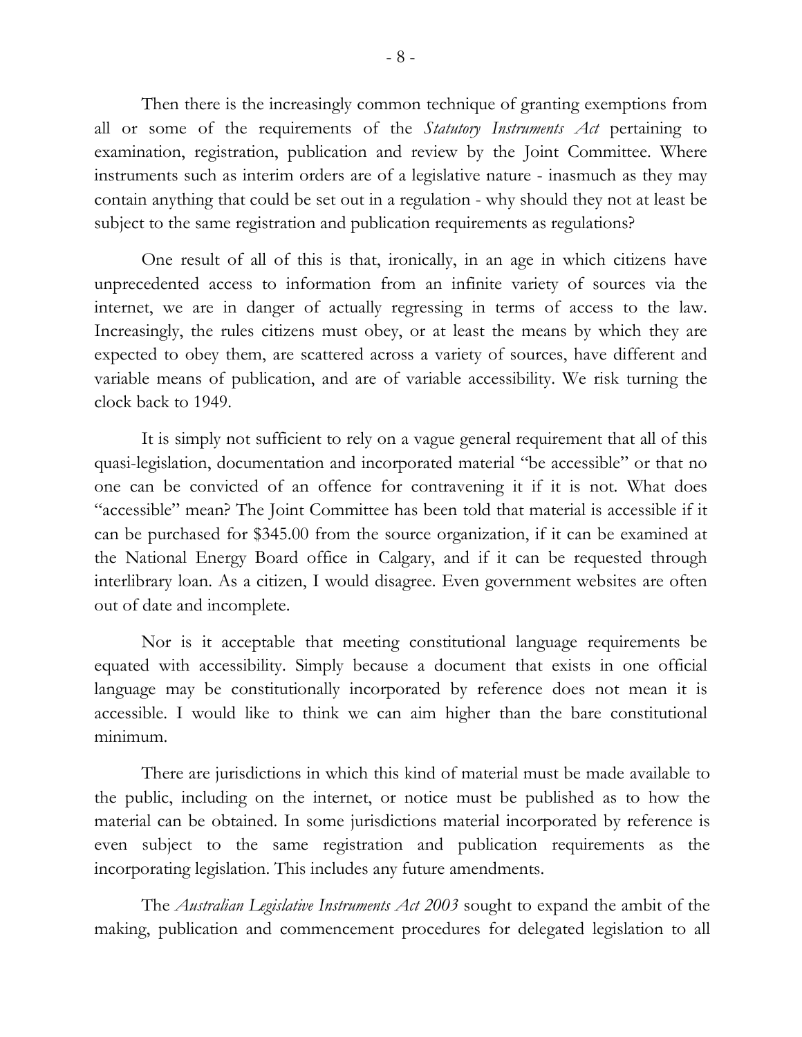Then there is the increasingly common technique of granting exemptions from all or some of the requirements of the *Statutory Instruments Act* pertaining to examination, registration, publication and review by the Joint Committee. Where instruments such as interim orders are of a legislative nature - inasmuch as they may contain anything that could be set out in a regulation - why should they not at least be subject to the same registration and publication requirements as regulations?

One result of all of this is that, ironically, in an age in which citizens have unprecedented access to information from an infinite variety of sources via the internet, we are in danger of actually regressing in terms of access to the law. Increasingly, the rules citizens must obey, or at least the means by which they are expected to obey them, are scattered across a variety of sources, have different and variable means of publication, and are of variable accessibility. We risk turning the clock back to 1949.

It is simply not sufficient to rely on a vague general requirement that all of this quasi-legislation, documentation and incorporated material "be accessible" or that no one can be convicted of an offence for contravening it if it is not. What does "accessible" mean? The Joint Committee has been told that material is accessible if it can be purchased for $345.00 from the source organization, if it can be examined at the National Energy Board office in Calgary, and if it can be requested through interlibrary loan. As a citizen, I would disagree. Even government websites are often out of date and incomplete.

Nor is it acceptable that meeting constitutional language requirements be equated with accessibility. Simply because a document that exists in one official language may be constitutionally incorporated by reference does not mean it is accessible. I would like to think we can aim higher than the bare constitutional minimum.

There are jurisdictions in which this kind of material must be made available to the public, including on the internet, or notice must be published as to how the material can be obtained. In some jurisdictions material incorporated by reference is even subject to the same registration and publication requirements as the incorporating legislation. This includes any future amendments.

The *Australian Legislative Instruments Act 2003* sought to expand the ambit of the making, publication and commencement procedures for delegated legislation to all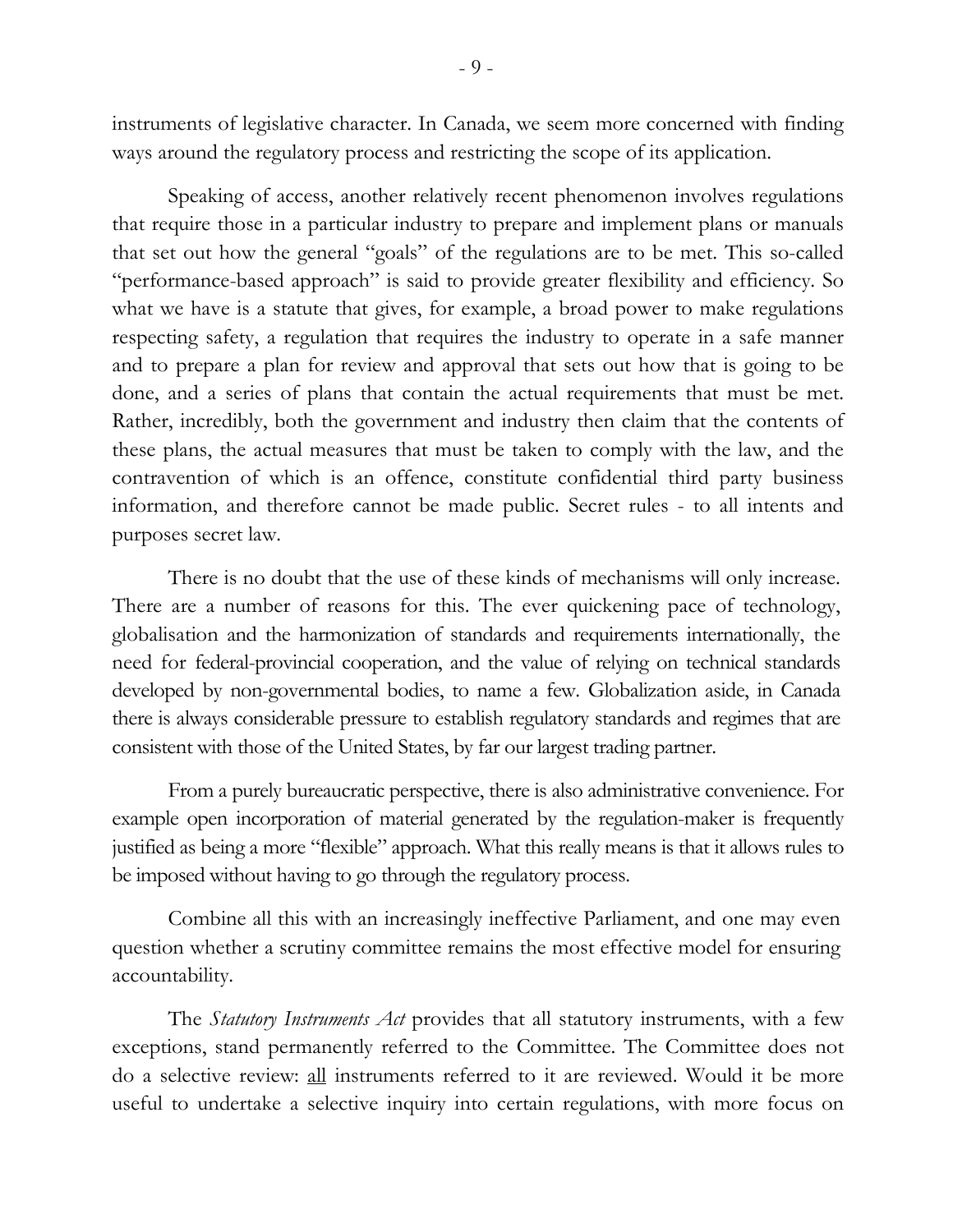instruments of legislative character. In Canada, we seem more concerned with finding ways around the regulatory process and restricting the scope of its application.

Speaking of access, another relatively recent phenomenon involves regulations that require those in a particular industry to prepare and implement plans or manuals that set out how the general "goals" of the regulations are to be met. This so-called "performance-based approach" is said to provide greater flexibility and efficiency. So what we have is a statute that gives, for example, a broad power to make regulations respecting safety, a regulation that requires the industry to operate in a safe manner and to prepare a plan for review and approval that sets out how that is going to be done, and a series of plans that contain the actual requirements that must be met. Rather, incredibly, both the government and industry then claim that the contents of these plans, the actual measures that must be taken to comply with the law, and the contravention of which is an offence, constitute confidential third party business information, and therefore cannot be made public. Secret rules - to all intents and purposes secret law.

There is no doubt that the use of these kinds of mechanisms will only increase. There are a number of reasons for this. The ever quickening pace of technology, globalisation and the harmonization of standards and requirements internationally, the need for federal-provincial cooperation, and the value of relying on technical standards developed by non-governmental bodies, to name a few. Globalization aside, in Canada there is always considerable pressure to establish regulatory standards and regimes that are consistent with those of the United States, by far our largest trading partner.

From a purely bureaucratic perspective, there is also administrative convenience. For example open incorporation of material generated by the regulation-maker is frequently justified as being a more "flexible" approach. What this really means is that it allows rules to be imposed without having to go through the regulatory process.

Combine all this with an increasingly ineffective Parliament, and one may even question whether a scrutiny committee remains the most effective model for ensuring accountability.

The *Statutory Instruments Act* provides that all statutory instruments, with a few exceptions, stand permanently referred to the Committee. The Committee does not do a selective review: <u>all</u> instruments referred to it are reviewed. Would it be more useful to undertake a selective inquiry into certain regulations, with more focus on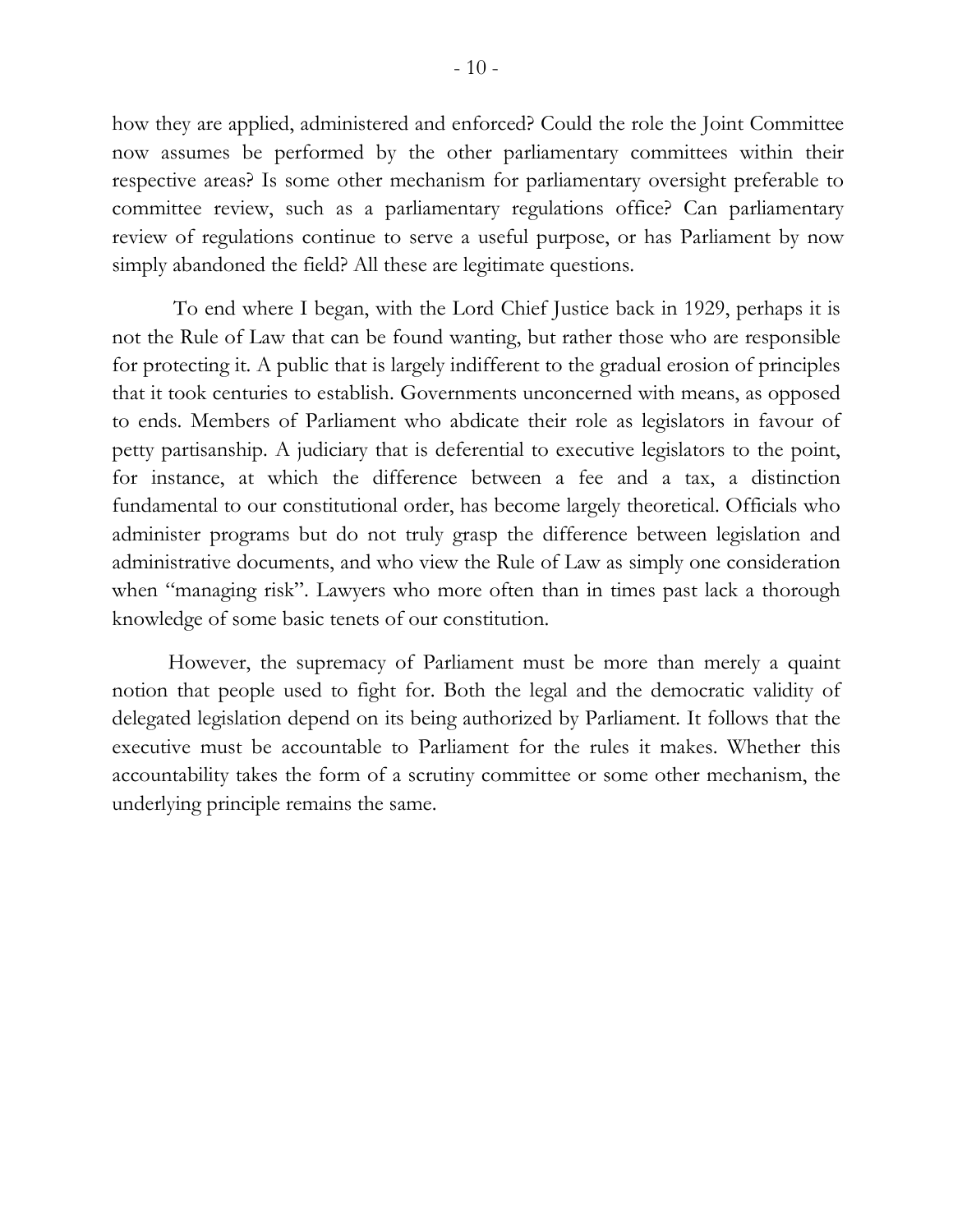how they are applied, administered and enforced? Could the role the Joint Committee now assumes be performed by the other parliamentary committees within their respective areas? Is some other mechanism for parliamentary oversight preferable to committee review, such as a parliamentary regulations office? Can parliamentary review of regulations continue to serve a useful purpose, or has Parliament by now simply abandoned the field? All these are legitimate questions.

To end where I began, with the Lord Chief Justice back in 1929, perhaps it is not the Rule of Law that can be found wanting, but rather those who are responsible for protecting it. A public that is largely indifferent to the gradual erosion of principles that it took centuries to establish. Governments unconcerned with means, as opposed to ends. Members of Parliament who abdicate their role as legislators in favour of petty partisanship. A judiciary that is deferential to executive legislators to the point, for instance, at which the difference between a fee and a tax, a distinction fundamental to our constitutional order, has become largely theoretical. Officials who administer programs but do not truly grasp the difference between legislation and administrative documents, and who view the Rule of Law as simply one consideration when "managing risk". Lawyers who more often than in times past lack a thorough knowledge of some basic tenets of our constitution.

However, the supremacy of Parliament must be more than merely a quaint notion that people used to fight for. Both the legal and the democratic validity of delegated legislation depend on its being authorized by Parliament. It follows that the executive must be accountable to Parliament for the rules it makes. Whether this accountability takes the form of a scrutiny committee or some other mechanism, the underlying principle remains the same.